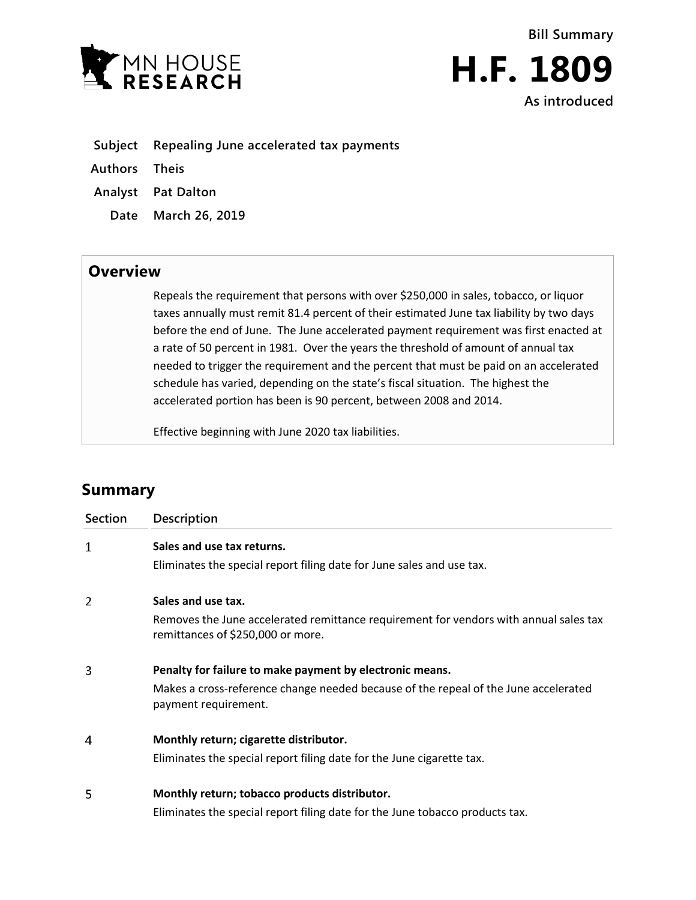MN HOUSE RESEARCH

Bill Summary

# H.F. 1809

As introduced

**Subject** Repealing June accelerated tax payments

**Authors** Theis

**Analyst** Pat Dalton

**Date** March 26, 2019

## Overview

Repeals the requirement that persons with over $250,000 in sales, tobacco, or liquor taxes annually must remit 81.4 percent of their estimated June tax liability by two days before the end of June. The June accelerated payment requirement was first enacted at a rate of 50 percent in 1981. Over the years the threshold of amount of annual tax needed to trigger the requirement and the percent that must be paid on an accelerated schedule has varied, depending on the state's fiscal situation. The highest the accelerated portion has been is 90 percent, between 2008 and 2014.

Effective beginning with June 2020 tax liabilities.

## Summary

| Section | Description |
|---|---|
| 1 | **Sales and use tax returns.** Eliminates the special report filing date for June sales and use tax. |
| 2 | **Sales and use tax.** Removes the June accelerated remittance requirement for vendors with annual sales tax remittances of $250,000 or more. |
| 3 | **Penalty for failure to make payment by electronic means.** Makes a cross-reference change needed because of the repeal of the June accelerated payment requirement. |
| 4 | **Monthly return; cigarette distributor.** Eliminates the special report filing date for the June cigarette tax. |
| 5 | **Monthly return; tobacco products distributor.** Eliminates the special report filing date for the June tobacco products tax. |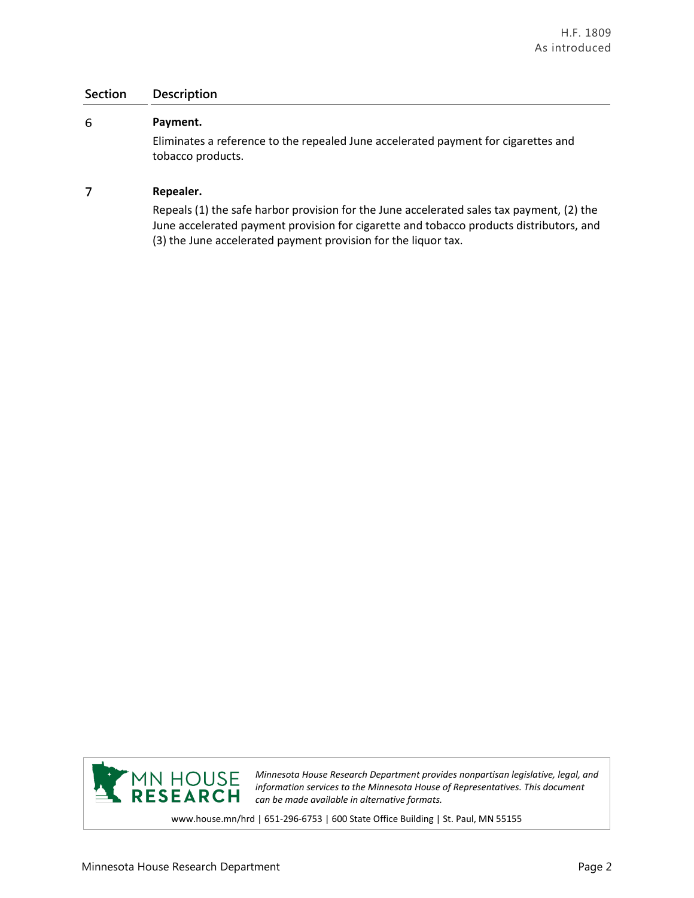| Section | Description |
|---|---|
| 6 | **Payment.**<br>Eliminates a reference to the repealed June accelerated payment for cigarettes and tobacco products. |
| 7 | **Repealer.**<br>Repeals (1) the safe harbor provision for the June accelerated sales tax payment, (2) the June accelerated payment provision for cigarette and tobacco products distributors, and (3) the June accelerated payment provision for the liquor tax. |

MN HOUSE RESEARCH

*Minnesota House Research Department provides nonpartisan legislative, legal, and information services to the Minnesota House of Representatives. This document can be made available in alternative formats.*

www.house.mn/hrd | 651-296-6753 | 600 State Office Building | St. Paul, MN 55155